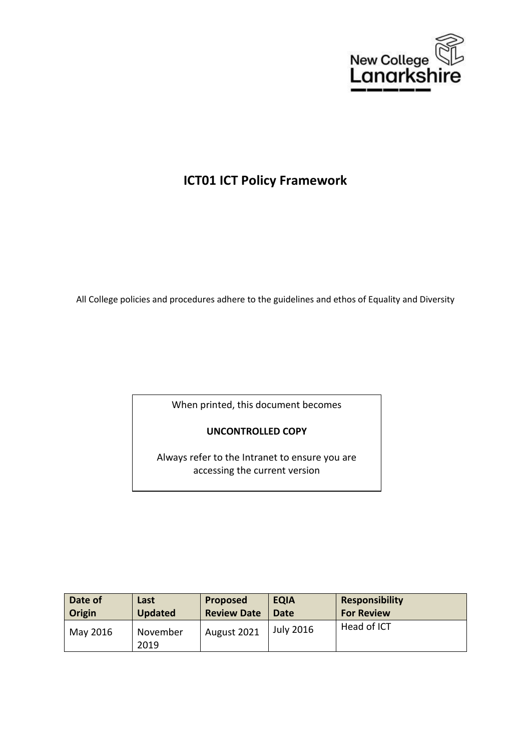New College Lanarkshire

# ICT01 ICT Policy Framework

All College policies and procedures adhere to the guidelines and ethos of Equality and Diversity

When printed, this document becomes

**UNCONTROLLED COPY**

Always refer to the Intranet to ensure you are accessing the current version

| Date of Origin | Last Updated | Proposed Review Date | EQIA Date | Responsibility For Review |
| --- | --- | --- | --- | --- |
| May 2016 | November 2019 | August 2021 | July 2016 | Head of ICT |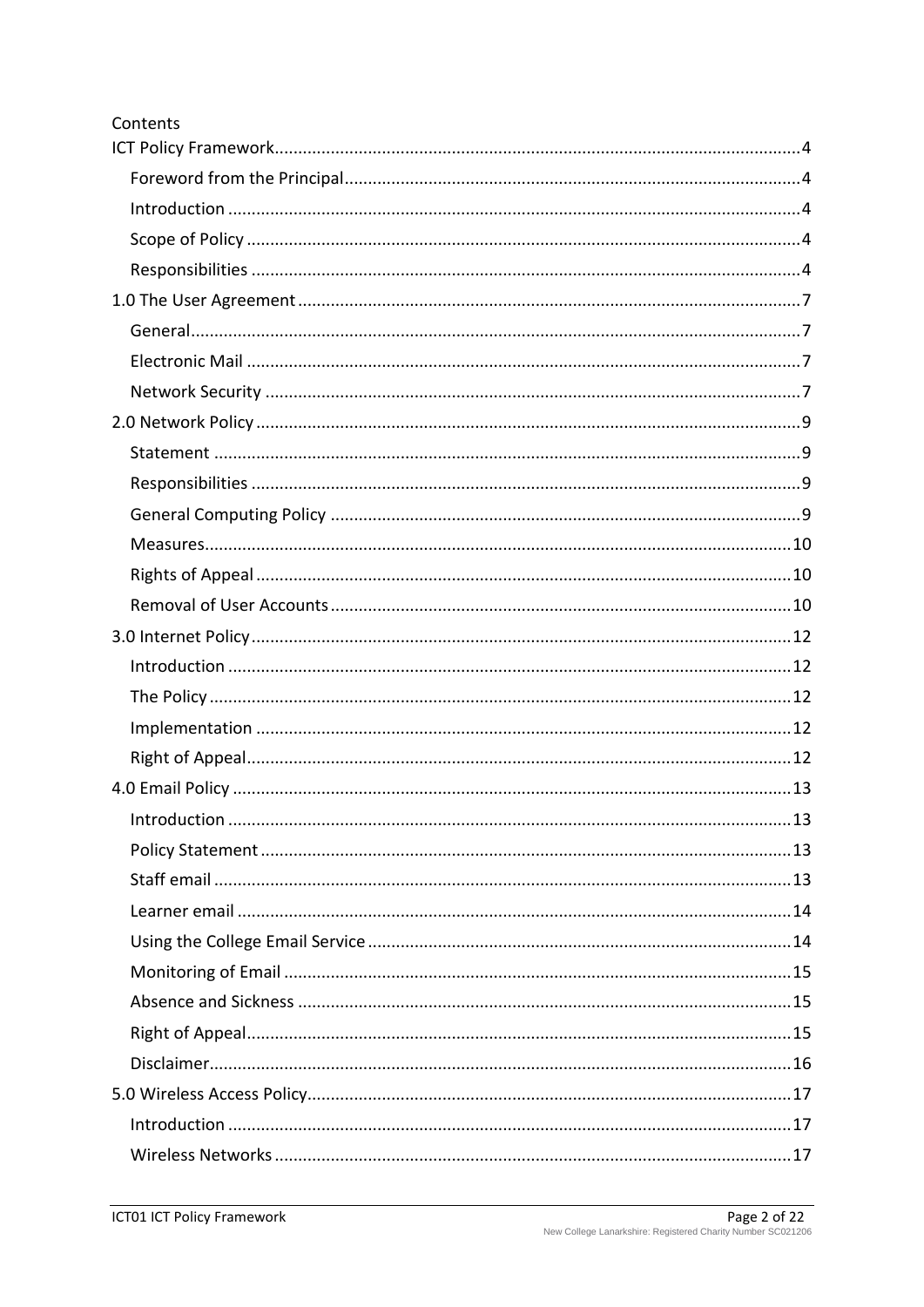Contents

- ICT Policy Framework ... 4
  - Foreword from the Principal ... 4
  - Introduction ... 4
  - Scope of Policy ... 4
  - Responsibilities ... 4
- 1.0 The User Agreement ... 7
  - General ... 7
  - Electronic Mail ... 7
  - Network Security ... 7
- 2.0 Network Policy ... 9
  - Statement ... 9
  - Responsibilities ... 9
  - General Computing Policy ... 9
  - Measures ... 10
  - Rights of Appeal ... 10
  - Removal of User Accounts ... 10
- 3.0 Internet Policy ... 12
  - Introduction ... 12
  - The Policy ... 12
  - Implementation ... 12
  - Right of Appeal ... 12
- 4.0 Email Policy ... 13
  - Introduction ... 13
  - Policy Statement ... 13
  - Staff email ... 13
  - Learner email ... 14
  - Using the College Email Service ... 14
  - Monitoring of Email ... 15
  - Absence and Sickness ... 15
  - Right of Appeal ... 15
  - Disclaimer ... 16
- 5.0 Wireless Access Policy ... 17
  - Introduction ... 17
  - Wireless Networks ... 17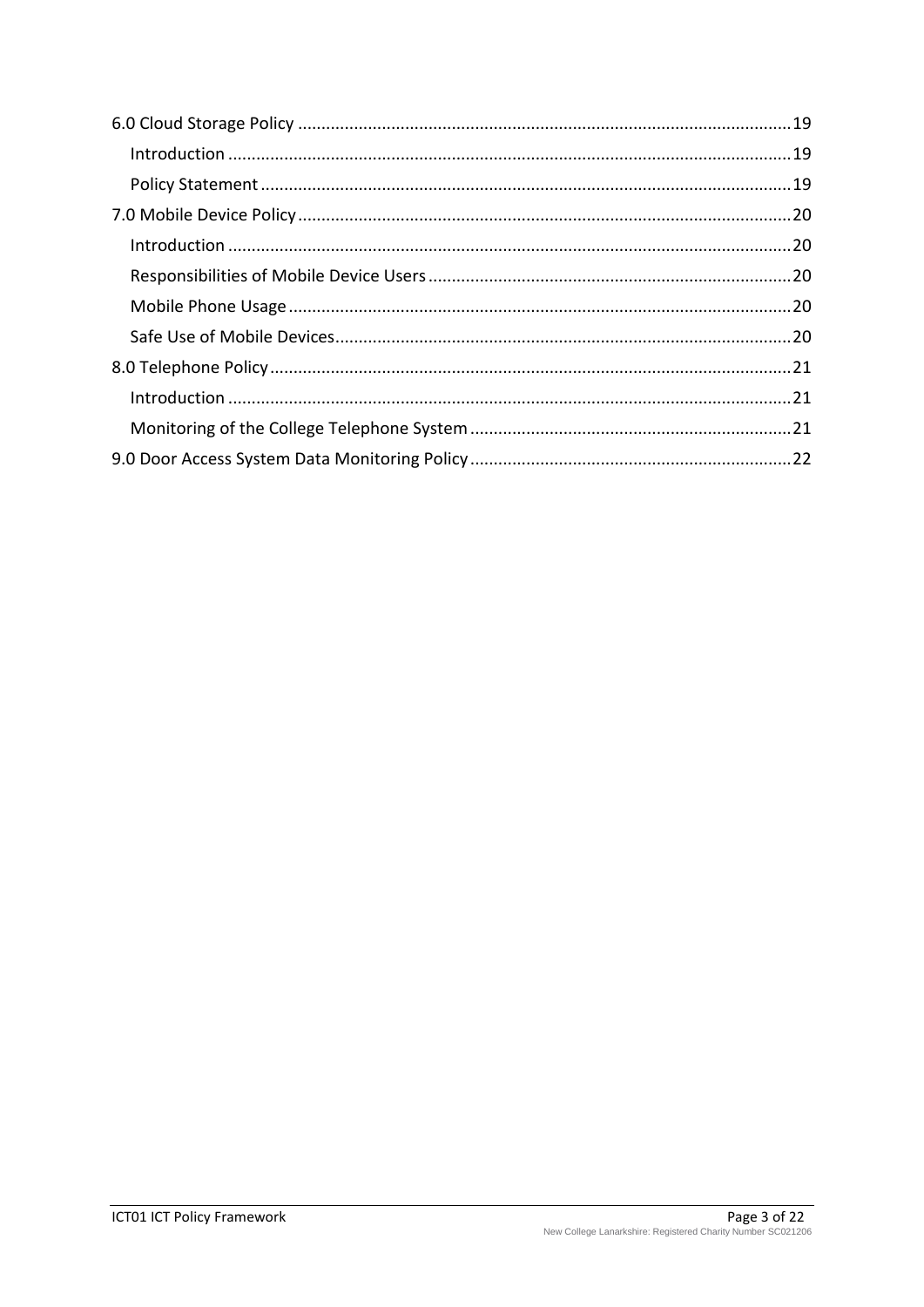6.0 Cloud Storage Policy ........................................................................................................ 19

Introduction ........................................................................................................................ 19

Policy Statement ................................................................................................................. 19

7.0 Mobile Device Policy ........................................................................................................ 20

Introduction ........................................................................................................................ 20

Responsibilities of Mobile Device Users ............................................................................. 20

Mobile Phone Usage ........................................................................................................... 20

Safe Use of Mobile Devices ................................................................................................. 20

8.0 Telephone Policy .............................................................................................................. 21

Introduction ........................................................................................................................ 21

Monitoring of the College Telephone System .................................................................... 21

9.0 Door Access System Data Monitoring Policy .................................................................... 22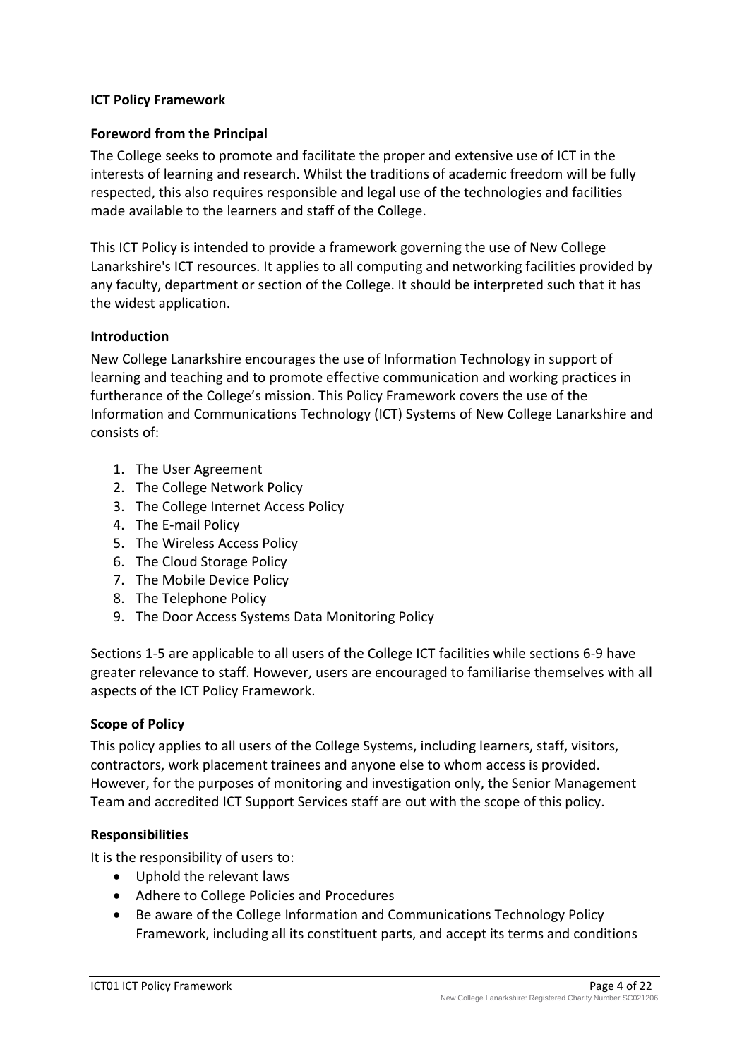**ICT Policy Framework**

**Foreword from the Principal**

The College seeks to promote and facilitate the proper and extensive use of ICT in the interests of learning and research. Whilst the traditions of academic freedom will be fully respected, this also requires responsible and legal use of the technologies and facilities made available to the learners and staff of the College.

This ICT Policy is intended to provide a framework governing the use of New College Lanarkshire's ICT resources. It applies to all computing and networking facilities provided by any faculty, department or section of the College. It should be interpreted such that it has the widest application.

**Introduction**

New College Lanarkshire encourages the use of Information Technology in support of learning and teaching and to promote effective communication and working practices in furtherance of the College's mission. This Policy Framework covers the use of the Information and Communications Technology (ICT) Systems of New College Lanarkshire and consists of:

1. The User Agreement
2. The College Network Policy
3. The College Internet Access Policy
4. The E-mail Policy
5. The Wireless Access Policy
6. The Cloud Storage Policy
7. The Mobile Device Policy
8. The Telephone Policy
9. The Door Access Systems Data Monitoring Policy

Sections 1-5 are applicable to all users of the College ICT facilities while sections 6-9 have greater relevance to staff. However, users are encouraged to familiarise themselves with all aspects of the ICT Policy Framework.

**Scope of Policy**

This policy applies to all users of the College Systems, including learners, staff, visitors, contractors, work placement trainees and anyone else to whom access is provided. However, for the purposes of monitoring and investigation only, the Senior Management Team and accredited ICT Support Services staff are out with the scope of this policy.

**Responsibilities**

It is the responsibility of users to:

- Uphold the relevant laws
- Adhere to College Policies and Procedures
- Be aware of the College Information and Communications Technology Policy Framework, including all its constituent parts, and accept its terms and conditions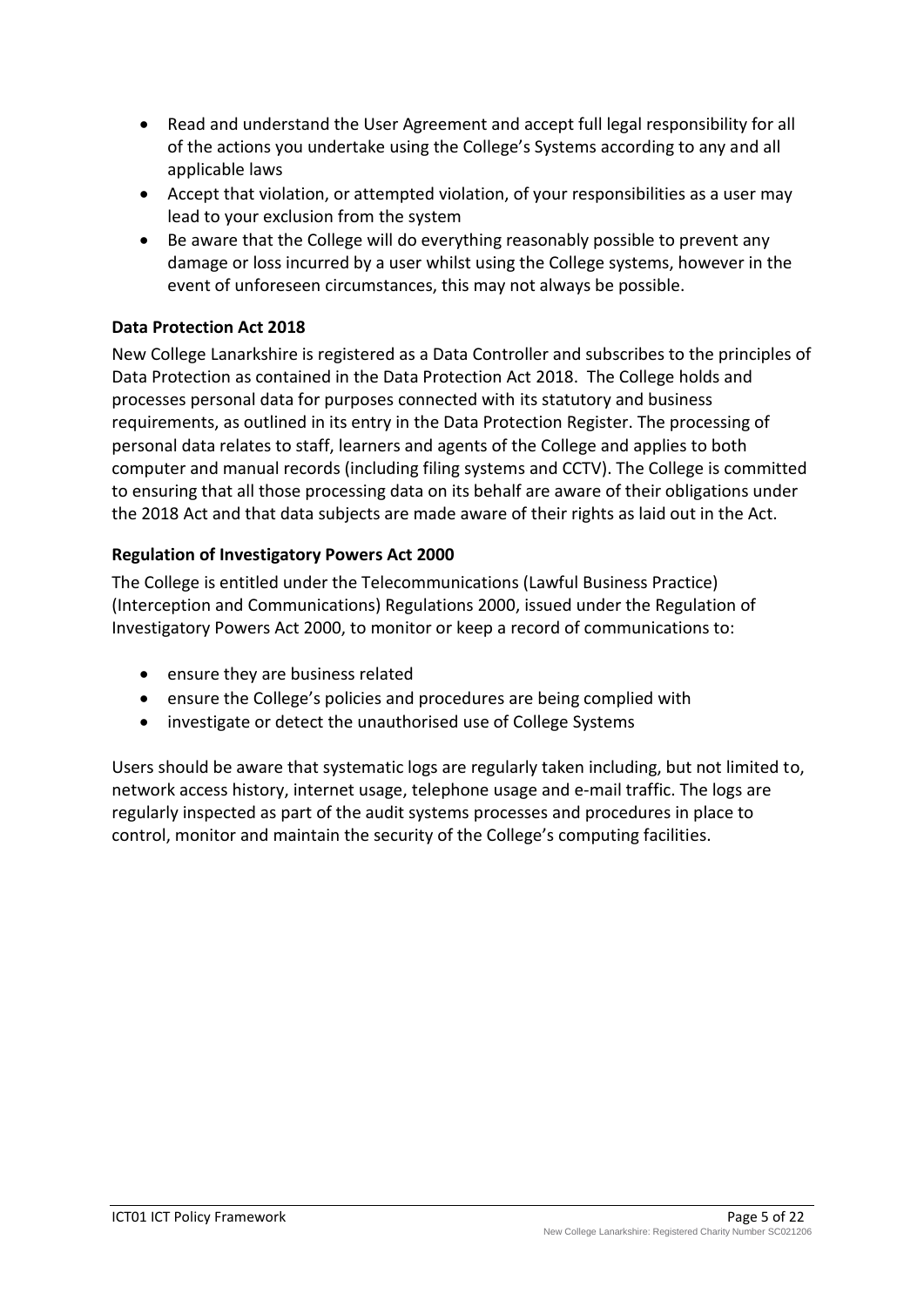- Read and understand the User Agreement and accept full legal responsibility for all of the actions you undertake using the College's Systems according to any and all applicable laws
- Accept that violation, or attempted violation, of your responsibilities as a user may lead to your exclusion from the system
- Be aware that the College will do everything reasonably possible to prevent any damage or loss incurred by a user whilst using the College systems, however in the event of unforeseen circumstances, this may not always be possible.

**Data Protection Act 2018**

New College Lanarkshire is registered as a Data Controller and subscribes to the principles of Data Protection as contained in the Data Protection Act 2018. The College holds and processes personal data for purposes connected with its statutory and business requirements, as outlined in its entry in the Data Protection Register. The processing of personal data relates to staff, learners and agents of the College and applies to both computer and manual records (including filing systems and CCTV). The College is committed to ensuring that all those processing data on its behalf are aware of their obligations under the 2018 Act and that data subjects are made aware of their rights as laid out in the Act.

**Regulation of Investigatory Powers Act 2000**

The College is entitled under the Telecommunications (Lawful Business Practice) (Interception and Communications) Regulations 2000, issued under the Regulation of Investigatory Powers Act 2000, to monitor or keep a record of communications to:

- ensure they are business related
- ensure the College's policies and procedures are being complied with
- investigate or detect the unauthorised use of College Systems

Users should be aware that systematic logs are regularly taken including, but not limited to, network access history, internet usage, telephone usage and e-mail traffic. The logs are regularly inspected as part of the audit systems processes and procedures in place to control, monitor and maintain the security of the College's computing facilities.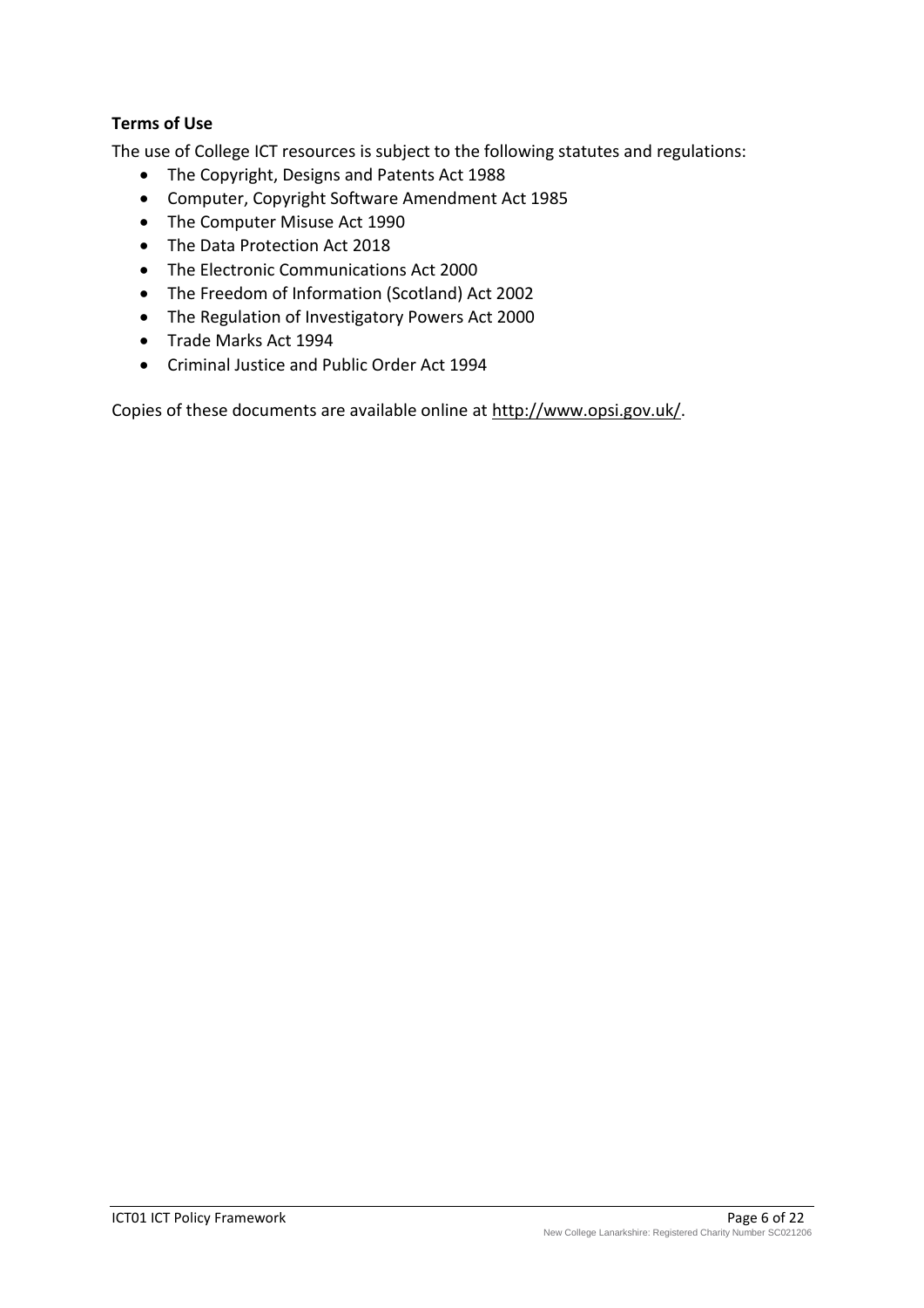**Terms of Use**

The use of College ICT resources is subject to the following statutes and regulations:

- The Copyright, Designs and Patents Act 1988
- Computer, Copyright Software Amendment Act 1985
- The Computer Misuse Act 1990
- The Data Protection Act 2018
- The Electronic Communications Act 2000
- The Freedom of Information (Scotland) Act 2002
- The Regulation of Investigatory Powers Act 2000
- Trade Marks Act 1994
- Criminal Justice and Public Order Act 1994

Copies of these documents are available online at http://www.opsi.gov.uk/.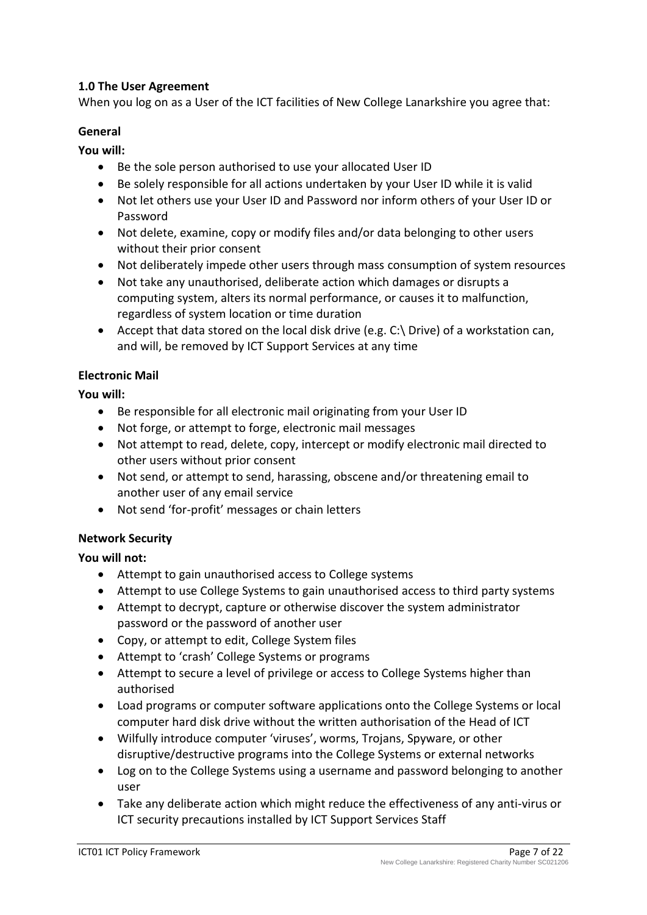## 1.0 The User Agreement

When you log on as a User of the ICT facilities of New College Lanarkshire you agree that:

### General

**You will:**

- Be the sole person authorised to use your allocated User ID
- Be solely responsible for all actions undertaken by your User ID while it is valid
- Not let others use your User ID and Password nor inform others of your User ID or Password
- Not delete, examine, copy or modify files and/or data belonging to other users without their prior consent
- Not deliberately impede other users through mass consumption of system resources
- Not take any unauthorised, deliberate action which damages or disrupts a computing system, alters its normal performance, or causes it to malfunction, regardless of system location or time duration
- Accept that data stored on the local disk drive (e.g. C:\ Drive) of a workstation can, and will, be removed by ICT Support Services at any time

### Electronic Mail

**You will:**

- Be responsible for all electronic mail originating from your User ID
- Not forge, or attempt to forge, electronic mail messages
- Not attempt to read, delete, copy, intercept or modify electronic mail directed to other users without prior consent
- Not send, or attempt to send, harassing, obscene and/or threatening email to another user of any email service
- Not send 'for-profit' messages or chain letters

### Network Security

**You will not:**

- Attempt to gain unauthorised access to College systems
- Attempt to use College Systems to gain unauthorised access to third party systems
- Attempt to decrypt, capture or otherwise discover the system administrator password or the password of another user
- Copy, or attempt to edit, College System files
- Attempt to 'crash' College Systems or programs
- Attempt to secure a level of privilege or access to College Systems higher than authorised
- Load programs or computer software applications onto the College Systems or local computer hard disk drive without the written authorisation of the Head of ICT
- Wilfully introduce computer 'viruses', worms, Trojans, Spyware, or other disruptive/destructive programs into the College Systems or external networks
- Log on to the College Systems using a username and password belonging to another user
- Take any deliberate action which might reduce the effectiveness of any anti-virus or ICT security precautions installed by ICT Support Services Staff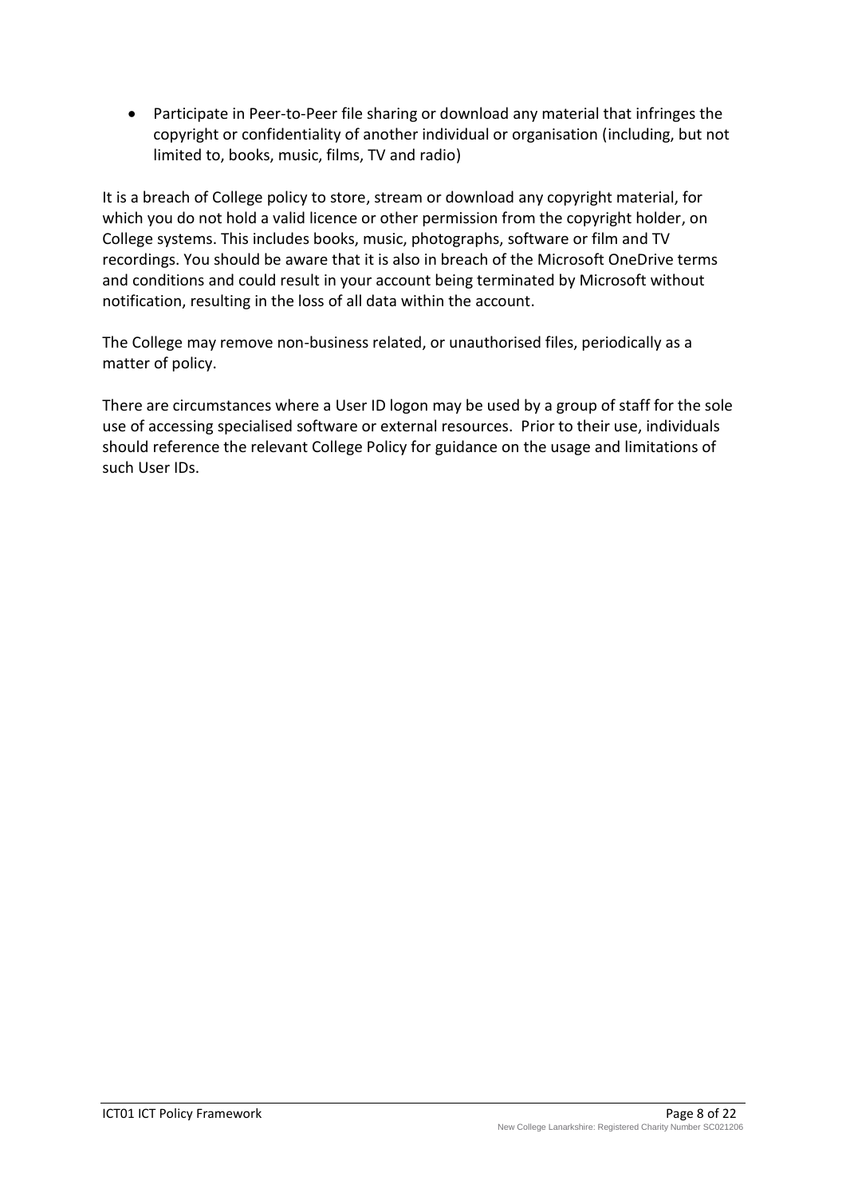- Participate in Peer-to-Peer file sharing or download any material that infringes the copyright or confidentiality of another individual or organisation (including, but not limited to, books, music, films, TV and radio)

It is a breach of College policy to store, stream or download any copyright material, for which you do not hold a valid licence or other permission from the copyright holder, on College systems. This includes books, music, photographs, software or film and TV recordings. You should be aware that it is also in breach of the Microsoft OneDrive terms and conditions and could result in your account being terminated by Microsoft without notification, resulting in the loss of all data within the account.

The College may remove non-business related, or unauthorised files, periodically as a matter of policy.

There are circumstances where a User ID logon may be used by a group of staff for the sole use of accessing specialised software or external resources. Prior to their use, individuals should reference the relevant College Policy for guidance on the usage and limitations of such User IDs.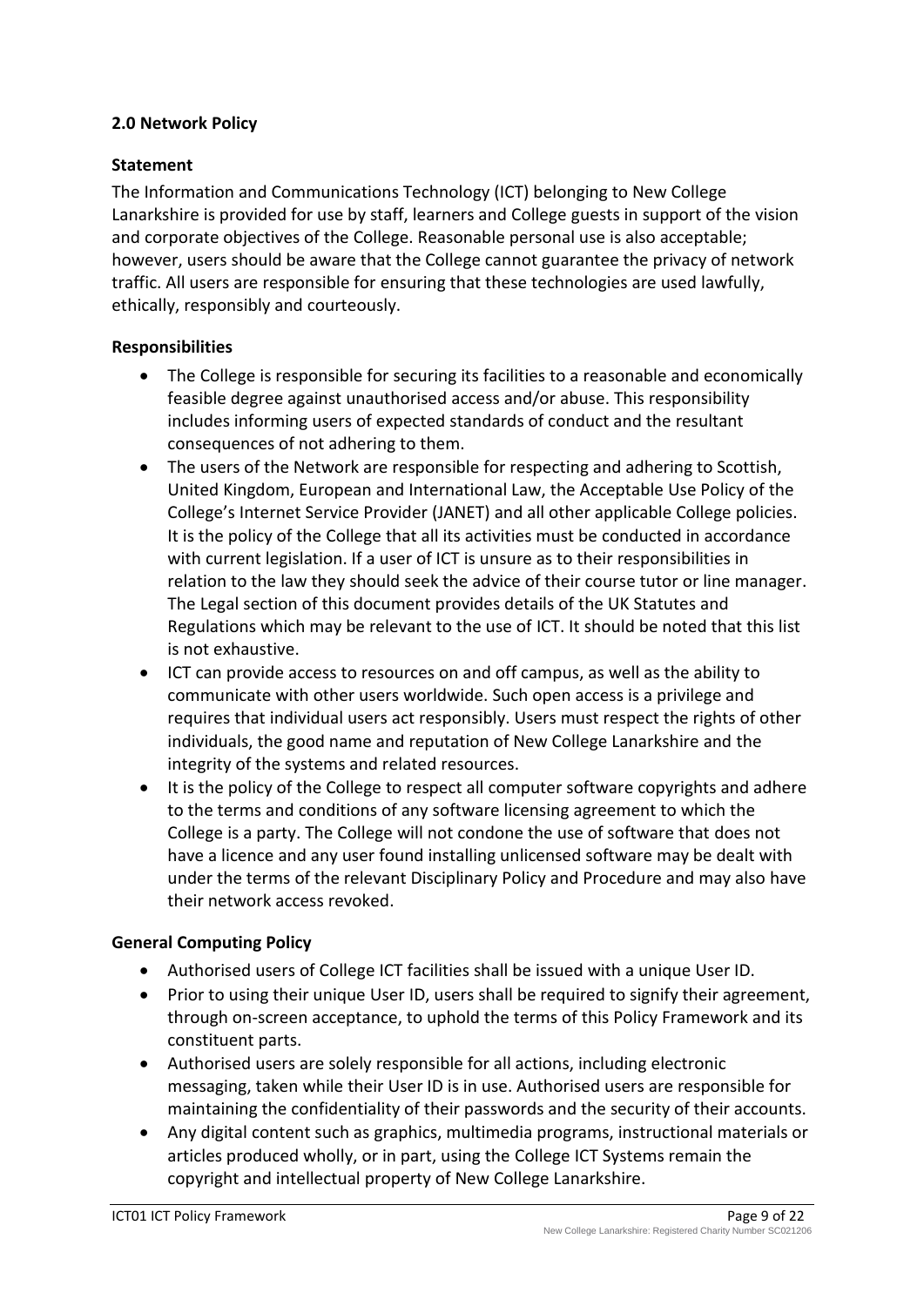## 2.0 Network Policy

### Statement

The Information and Communications Technology (ICT) belonging to New College Lanarkshire is provided for use by staff, learners and College guests in support of the vision and corporate objectives of the College. Reasonable personal use is also acceptable; however, users should be aware that the College cannot guarantee the privacy of network traffic. All users are responsible for ensuring that these technologies are used lawfully, ethically, responsibly and courteously.

### Responsibilities

- The College is responsible for securing its facilities to a reasonable and economically feasible degree against unauthorised access and/or abuse. This responsibility includes informing users of expected standards of conduct and the resultant consequences of not adhering to them.
- The users of the Network are responsible for respecting and adhering to Scottish, United Kingdom, European and International Law, the Acceptable Use Policy of the College's Internet Service Provider (JANET) and all other applicable College policies. It is the policy of the College that all its activities must be conducted in accordance with current legislation. If a user of ICT is unsure as to their responsibilities in relation to the law they should seek the advice of their course tutor or line manager. The Legal section of this document provides details of the UK Statutes and Regulations which may be relevant to the use of ICT. It should be noted that this list is not exhaustive.
- ICT can provide access to resources on and off campus, as well as the ability to communicate with other users worldwide. Such open access is a privilege and requires that individual users act responsibly. Users must respect the rights of other individuals, the good name and reputation of New College Lanarkshire and the integrity of the systems and related resources.
- It is the policy of the College to respect all computer software copyrights and adhere to the terms and conditions of any software licensing agreement to which the College is a party. The College will not condone the use of software that does not have a licence and any user found installing unlicensed software may be dealt with under the terms of the relevant Disciplinary Policy and Procedure and may also have their network access revoked.

### General Computing Policy

- Authorised users of College ICT facilities shall be issued with a unique User ID.
- Prior to using their unique User ID, users shall be required to signify their agreement, through on-screen acceptance, to uphold the terms of this Policy Framework and its constituent parts.
- Authorised users are solely responsible for all actions, including electronic messaging, taken while their User ID is in use. Authorised users are responsible for maintaining the confidentiality of their passwords and the security of their accounts.
- Any digital content such as graphics, multimedia programs, instructional materials or articles produced wholly, or in part, using the College ICT Systems remain the copyright and intellectual property of New College Lanarkshire.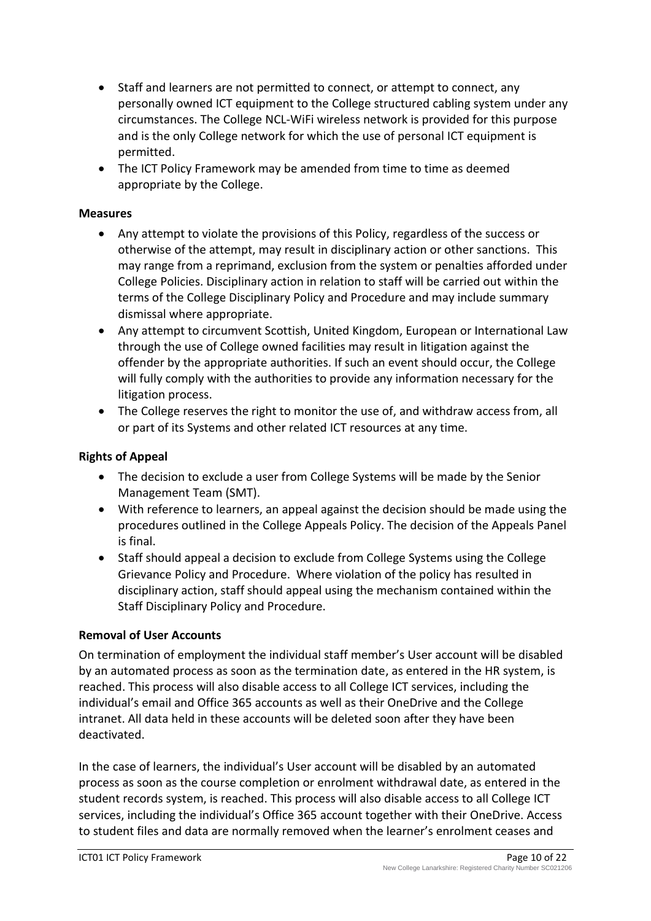- Staff and learners are not permitted to connect, or attempt to connect, any personally owned ICT equipment to the College structured cabling system under any circumstances. The College NCL-WiFi wireless network is provided for this purpose and is the only College network for which the use of personal ICT equipment is permitted.
- The ICT Policy Framework may be amended from time to time as deemed appropriate by the College.

**Measures**

- Any attempt to violate the provisions of this Policy, regardless of the success or otherwise of the attempt, may result in disciplinary action or other sanctions. This may range from a reprimand, exclusion from the system or penalties afforded under College Policies. Disciplinary action in relation to staff will be carried out within the terms of the College Disciplinary Policy and Procedure and may include summary dismissal where appropriate.
- Any attempt to circumvent Scottish, United Kingdom, European or International Law through the use of College owned facilities may result in litigation against the offender by the appropriate authorities. If such an event should occur, the College will fully comply with the authorities to provide any information necessary for the litigation process.
- The College reserves the right to monitor the use of, and withdraw access from, all or part of its Systems and other related ICT resources at any time.

**Rights of Appeal**

- The decision to exclude a user from College Systems will be made by the Senior Management Team (SMT).
- With reference to learners, an appeal against the decision should be made using the procedures outlined in the College Appeals Policy. The decision of the Appeals Panel is final.
- Staff should appeal a decision to exclude from College Systems using the College Grievance Policy and Procedure. Where violation of the policy has resulted in disciplinary action, staff should appeal using the mechanism contained within the Staff Disciplinary Policy and Procedure.

**Removal of User Accounts**

On termination of employment the individual staff member's User account will be disabled by an automated process as soon as the termination date, as entered in the HR system, is reached. This process will also disable access to all College ICT services, including the individual's email and Office 365 accounts as well as their OneDrive and the College intranet. All data held in these accounts will be deleted soon after they have been deactivated.

In the case of learners, the individual's User account will be disabled by an automated process as soon as the course completion or enrolment withdrawal date, as entered in the student records system, is reached. This process will also disable access to all College ICT services, including the individual's Office 365 account together with their OneDrive. Access to student files and data are normally removed when the learner's enrolment ceases and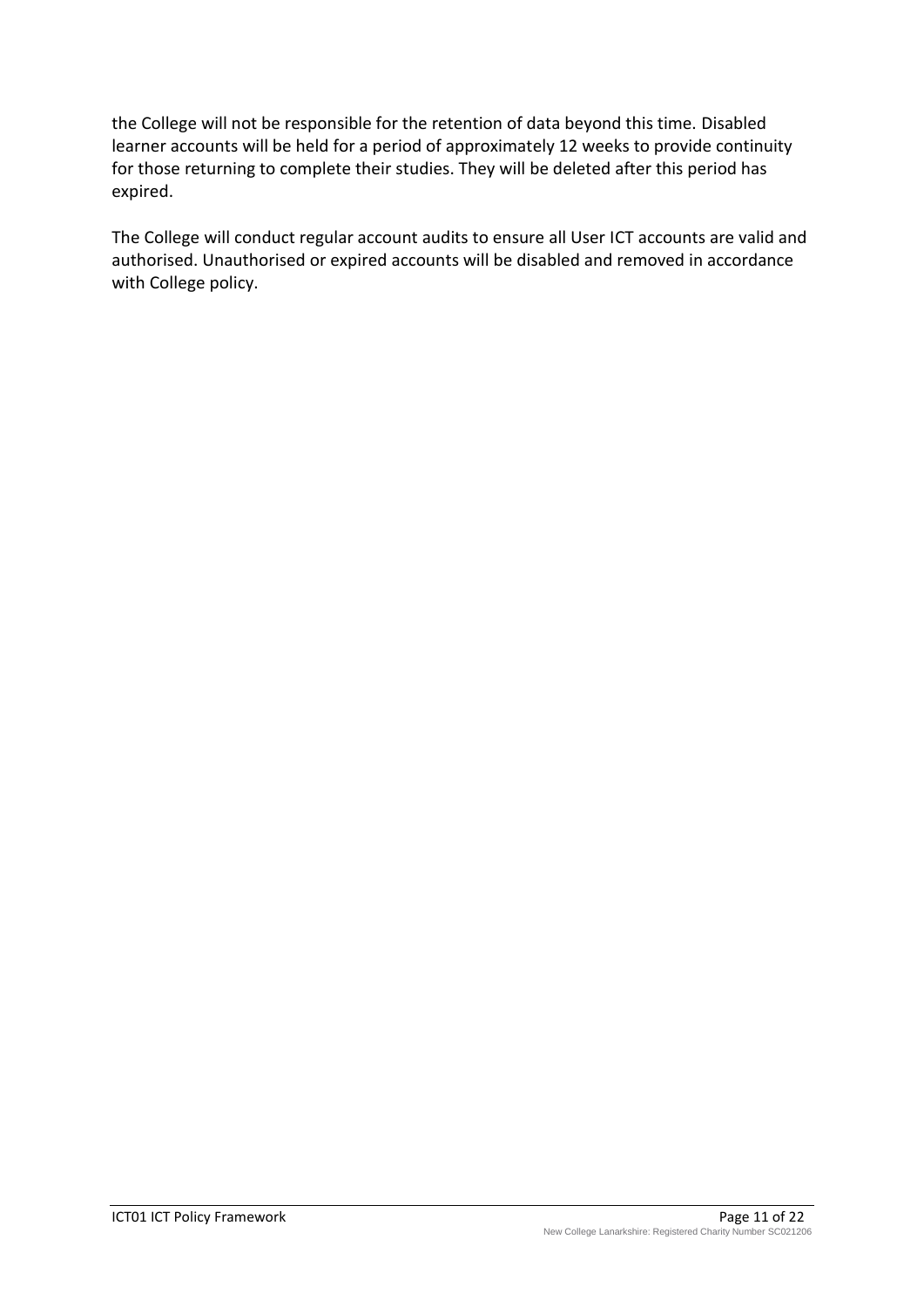the College will not be responsible for the retention of data beyond this time. Disabled learner accounts will be held for a period of approximately 12 weeks to provide continuity for those returning to complete their studies. They will be deleted after this period has expired.

The College will conduct regular account audits to ensure all User ICT accounts are valid and authorised. Unauthorised or expired accounts will be disabled and removed in accordance with College policy.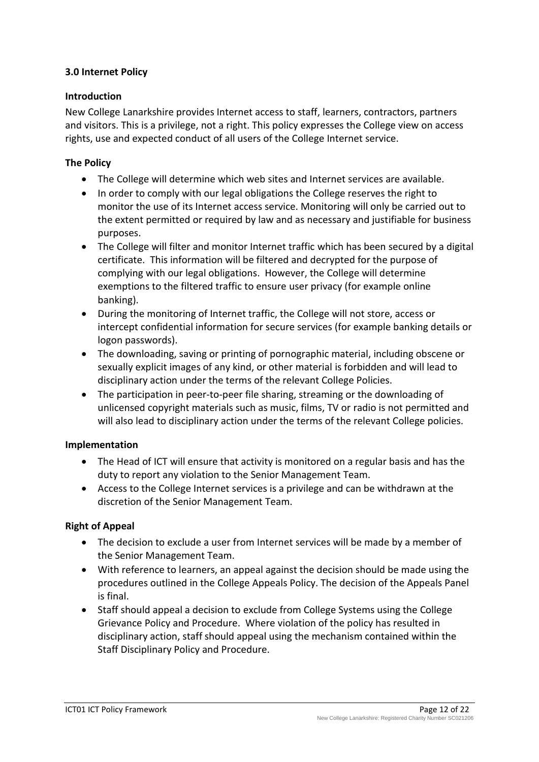## 3.0 Internet Policy

### Introduction

New College Lanarkshire provides Internet access to staff, learners, contractors, partners and visitors. This is a privilege, not a right. This policy expresses the College view on access rights, use and expected conduct of all users of the College Internet service.

### The Policy

- The College will determine which web sites and Internet services are available.
- In order to comply with our legal obligations the College reserves the right to monitor the use of its Internet access service. Monitoring will only be carried out to the extent permitted or required by law and as necessary and justifiable for business purposes.
- The College will filter and monitor Internet traffic which has been secured by a digital certificate. This information will be filtered and decrypted for the purpose of complying with our legal obligations. However, the College will determine exemptions to the filtered traffic to ensure user privacy (for example online banking).
- During the monitoring of Internet traffic, the College will not store, access or intercept confidential information for secure services (for example banking details or logon passwords).
- The downloading, saving or printing of pornographic material, including obscene or sexually explicit images of any kind, or other material is forbidden and will lead to disciplinary action under the terms of the relevant College Policies.
- The participation in peer-to-peer file sharing, streaming or the downloading of unlicensed copyright materials such as music, films, TV or radio is not permitted and will also lead to disciplinary action under the terms of the relevant College policies.

### Implementation

- The Head of ICT will ensure that activity is monitored on a regular basis and has the duty to report any violation to the Senior Management Team.
- Access to the College Internet services is a privilege and can be withdrawn at the discretion of the Senior Management Team.

### Right of Appeal

- The decision to exclude a user from Internet services will be made by a member of the Senior Management Team.
- With reference to learners, an appeal against the decision should be made using the procedures outlined in the College Appeals Policy. The decision of the Appeals Panel is final.
- Staff should appeal a decision to exclude from College Systems using the College Grievance Policy and Procedure. Where violation of the policy has resulted in disciplinary action, staff should appeal using the mechanism contained within the Staff Disciplinary Policy and Procedure.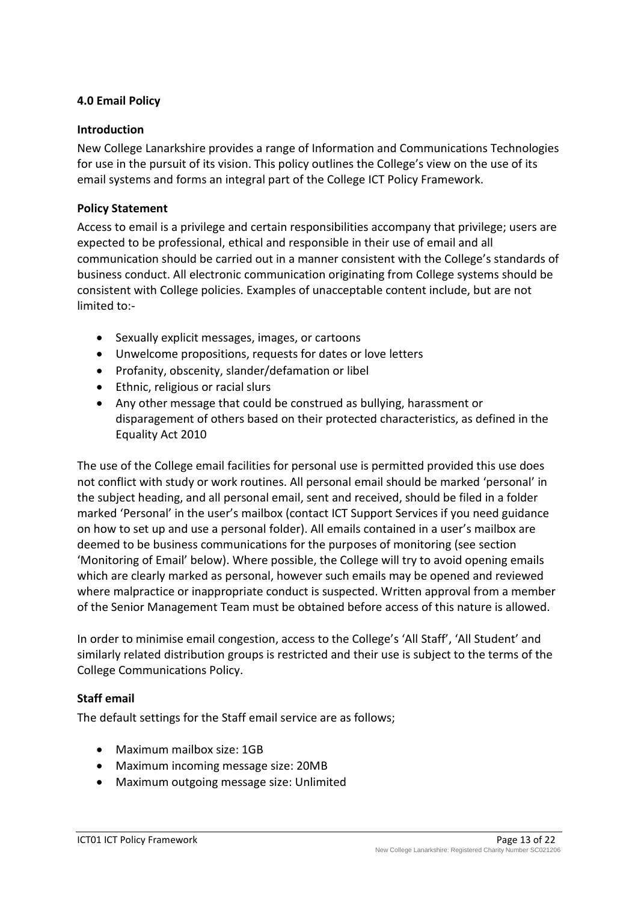## 4.0 Email Policy

### Introduction

New College Lanarkshire provides a range of Information and Communications Technologies for use in the pursuit of its vision. This policy outlines the College's view on the use of its email systems and forms an integral part of the College ICT Policy Framework.

### Policy Statement

Access to email is a privilege and certain responsibilities accompany that privilege; users are expected to be professional, ethical and responsible in their use of email and all communication should be carried out in a manner consistent with the College's standards of business conduct. All electronic communication originating from College systems should be consistent with College policies. Examples of unacceptable content include, but are not limited to:-

- Sexually explicit messages, images, or cartoons
- Unwelcome propositions, requests for dates or love letters
- Profanity, obscenity, slander/defamation or libel
- Ethnic, religious or racial slurs
- Any other message that could be construed as bullying, harassment or disparagement of others based on their protected characteristics, as defined in the Equality Act 2010

The use of the College email facilities for personal use is permitted provided this use does not conflict with study or work routines. All personal email should be marked 'personal' in the subject heading, and all personal email, sent and received, should be filed in a folder marked 'Personal' in the user's mailbox (contact ICT Support Services if you need guidance on how to set up and use a personal folder). All emails contained in a user's mailbox are deemed to be business communications for the purposes of monitoring (see section 'Monitoring of Email' below). Where possible, the College will try to avoid opening emails which are clearly marked as personal, however such emails may be opened and reviewed where malpractice or inappropriate conduct is suspected. Written approval from a member of the Senior Management Team must be obtained before access of this nature is allowed.

In order to minimise email congestion, access to the College's 'All Staff', 'All Student' and similarly related distribution groups is restricted and their use is subject to the terms of the College Communications Policy.

### Staff email

The default settings for the Staff email service are as follows;

- Maximum mailbox size: 1GB
- Maximum incoming message size: 20MB
- Maximum outgoing message size: Unlimited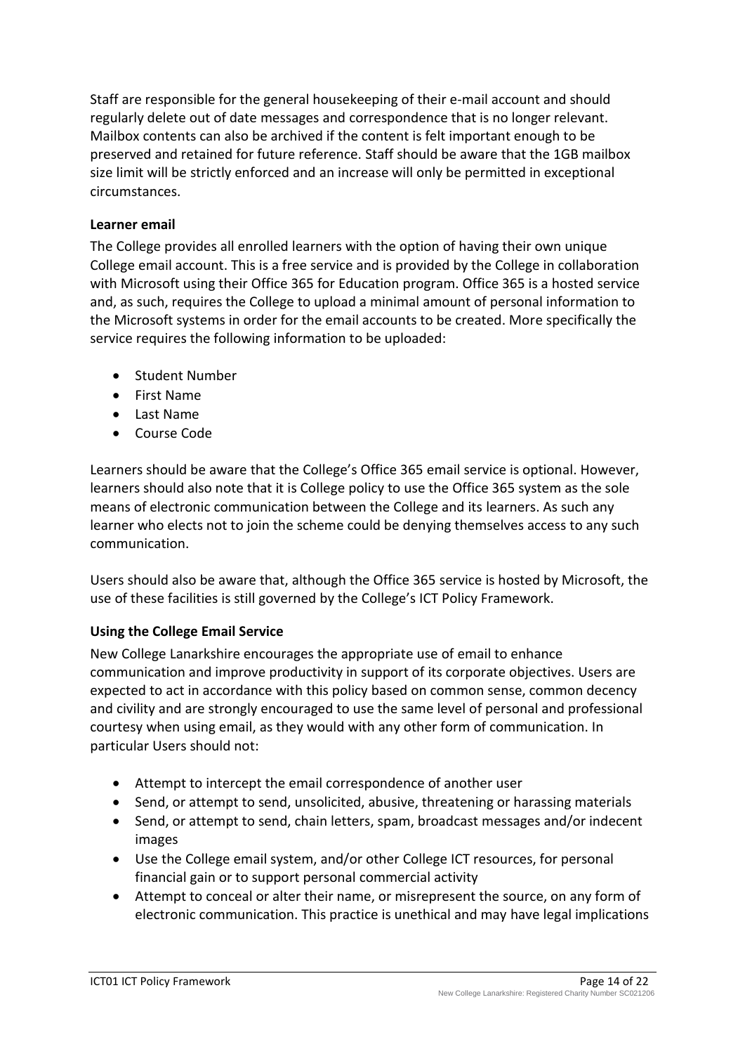Staff are responsible for the general housekeeping of their e-mail account and should regularly delete out of date messages and correspondence that is no longer relevant. Mailbox contents can also be archived if the content is felt important enough to be preserved and retained for future reference. Staff should be aware that the 1GB mailbox size limit will be strictly enforced and an increase will only be permitted in exceptional circumstances.

**Learner email**

The College provides all enrolled learners with the option of having their own unique College email account. This is a free service and is provided by the College in collaboration with Microsoft using their Office 365 for Education program. Office 365 is a hosted service and, as such, requires the College to upload a minimal amount of personal information to the Microsoft systems in order for the email accounts to be created. More specifically the service requires the following information to be uploaded:

- Student Number
- First Name
- Last Name
- Course Code

Learners should be aware that the College's Office 365 email service is optional. However, learners should also note that it is College policy to use the Office 365 system as the sole means of electronic communication between the College and its learners. As such any learner who elects not to join the scheme could be denying themselves access to any such communication.

Users should also be aware that, although the Office 365 service is hosted by Microsoft, the use of these facilities is still governed by the College's ICT Policy Framework.

**Using the College Email Service**

New College Lanarkshire encourages the appropriate use of email to enhance communication and improve productivity in support of its corporate objectives. Users are expected to act in accordance with this policy based on common sense, common decency and civility and are strongly encouraged to use the same level of personal and professional courtesy when using email, as they would with any other form of communication. In particular Users should not:

- Attempt to intercept the email correspondence of another user
- Send, or attempt to send, unsolicited, abusive, threatening or harassing materials
- Send, or attempt to send, chain letters, spam, broadcast messages and/or indecent images
- Use the College email system, and/or other College ICT resources, for personal financial gain or to support personal commercial activity
- Attempt to conceal or alter their name, or misrepresent the source, on any form of electronic communication. This practice is unethical and may have legal implications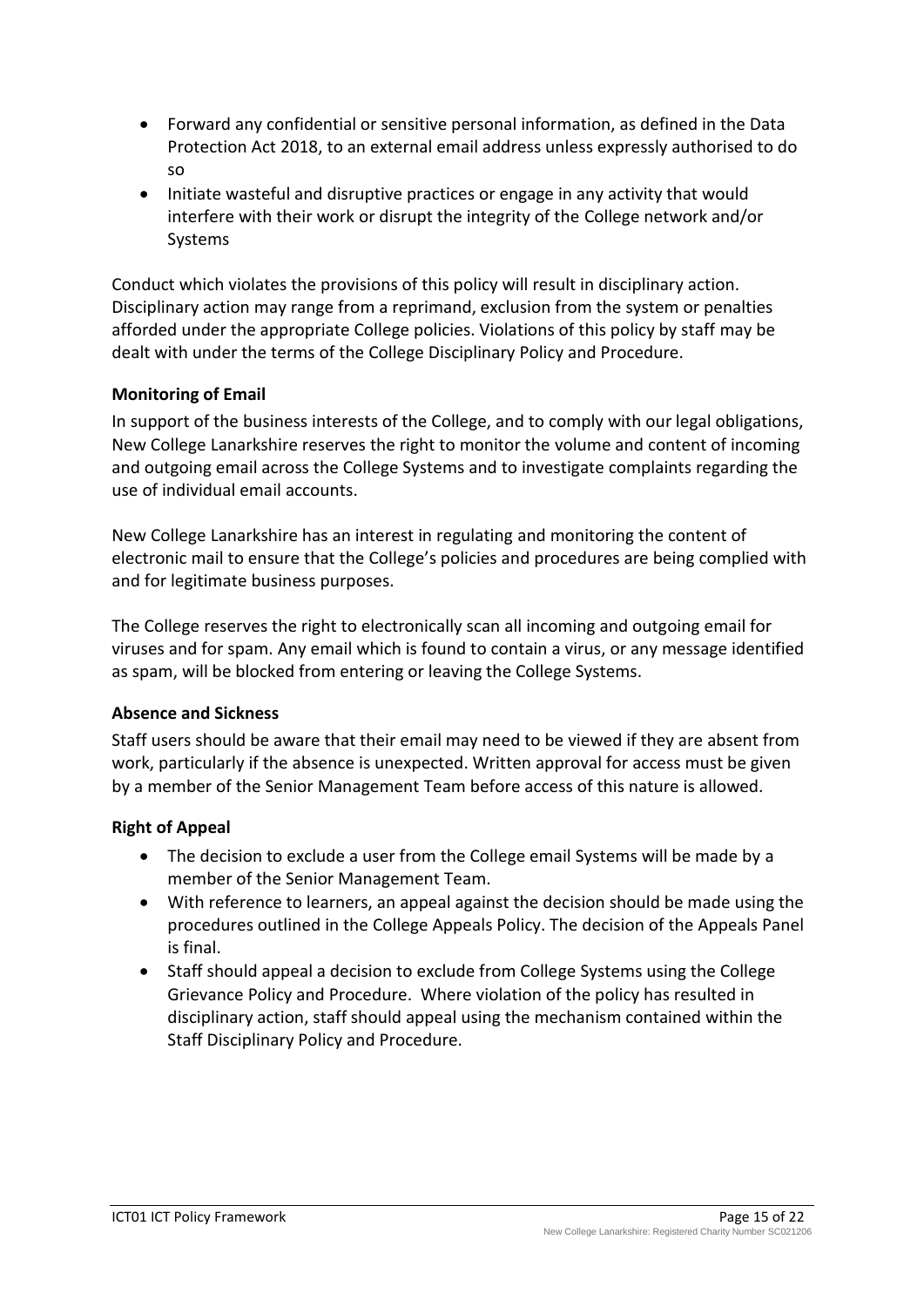- Forward any confidential or sensitive personal information, as defined in the Data Protection Act 2018, to an external email address unless expressly authorised to do so
- Initiate wasteful and disruptive practices or engage in any activity that would interfere with their work or disrupt the integrity of the College network and/or Systems

Conduct which violates the provisions of this policy will result in disciplinary action. Disciplinary action may range from a reprimand, exclusion from the system or penalties afforded under the appropriate College policies. Violations of this policy by staff may be dealt with under the terms of the College Disciplinary Policy and Procedure.

**Monitoring of Email**

In support of the business interests of the College, and to comply with our legal obligations, New College Lanarkshire reserves the right to monitor the volume and content of incoming and outgoing email across the College Systems and to investigate complaints regarding the use of individual email accounts.

New College Lanarkshire has an interest in regulating and monitoring the content of electronic mail to ensure that the College's policies and procedures are being complied with and for legitimate business purposes.

The College reserves the right to electronically scan all incoming and outgoing email for viruses and for spam. Any email which is found to contain a virus, or any message identified as spam, will be blocked from entering or leaving the College Systems.

**Absence and Sickness**

Staff users should be aware that their email may need to be viewed if they are absent from work, particularly if the absence is unexpected. Written approval for access must be given by a member of the Senior Management Team before access of this nature is allowed.

**Right of Appeal**

- The decision to exclude a user from the College email Systems will be made by a member of the Senior Management Team.
- With reference to learners, an appeal against the decision should be made using the procedures outlined in the College Appeals Policy. The decision of the Appeals Panel is final.
- Staff should appeal a decision to exclude from College Systems using the College Grievance Policy and Procedure. Where violation of the policy has resulted in disciplinary action, staff should appeal using the mechanism contained within the Staff Disciplinary Policy and Procedure.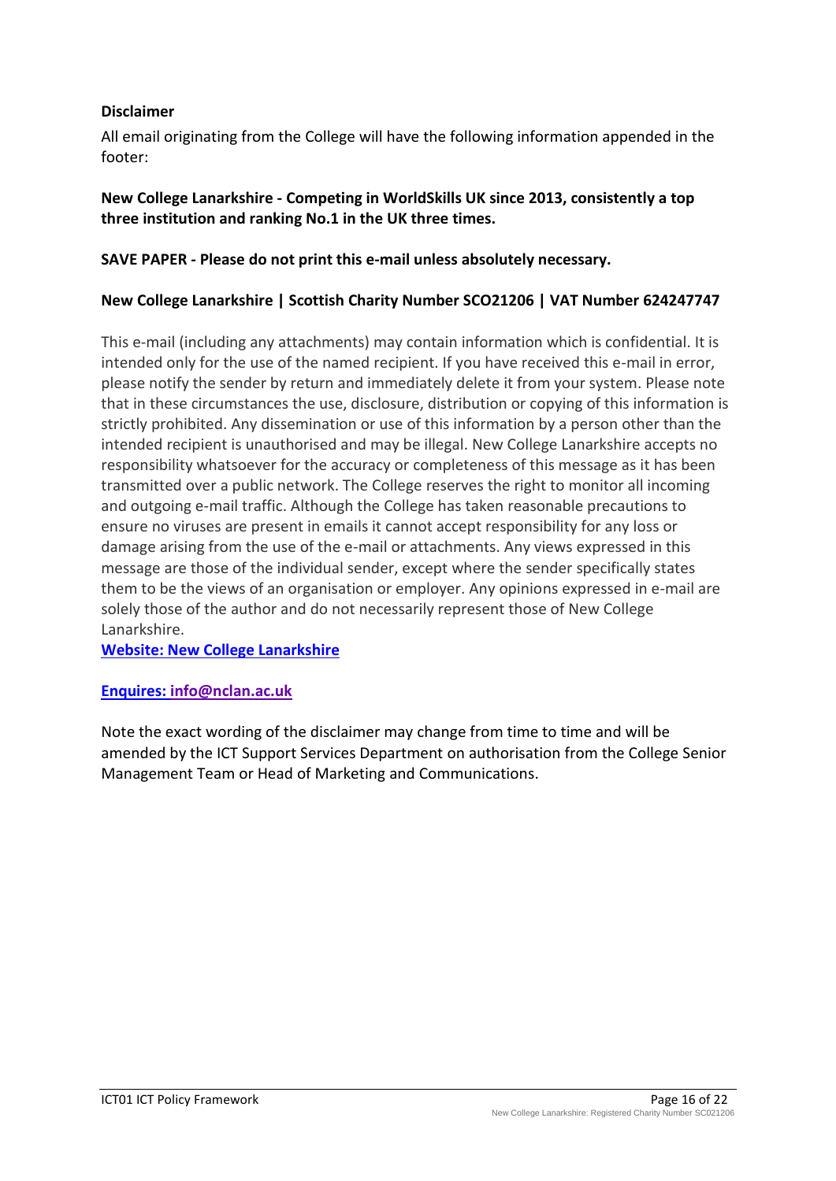**Disclaimer**

All email originating from the College will have the following information appended in the footer:

**New College Lanarkshire - Competing in WorldSkills UK since 2013, consistently a top three institution and ranking No.1 in the UK three times.**

**SAVE PAPER - Please do not print this e-mail unless absolutely necessary.**

**New College Lanarkshire | Scottish Charity Number SCO21206 | VAT Number 624247747**

This e-mail (including any attachments) may contain information which is confidential. It is intended only for the use of the named recipient. If you have received this e-mail in error, please notify the sender by return and immediately delete it from your system. Please note that in these circumstances the use, disclosure, distribution or copying of this information is strictly prohibited. Any dissemination or use of this information by a person other than the intended recipient is unauthorised and may be illegal. New College Lanarkshire accepts no responsibility whatsoever for the accuracy or completeness of this message as it has been transmitted over a public network. The College reserves the right to monitor all incoming and outgoing e-mail traffic. Although the College has taken reasonable precautions to ensure no viruses are present in emails it cannot accept responsibility for any loss or damage arising from the use of the e-mail or attachments. Any views expressed in this message are those of the individual sender, except where the sender specifically states them to be the views of an organisation or employer. Any opinions expressed in e-mail are solely those of the author and do not necessarily represent those of New College Lanarkshire.

**Website: New College Lanarkshire**

**Enquires: info@nclan.ac.uk**

Note the exact wording of the disclaimer may change from time to time and will be amended by the ICT Support Services Department on authorisation from the College Senior Management Team or Head of Marketing and Communications.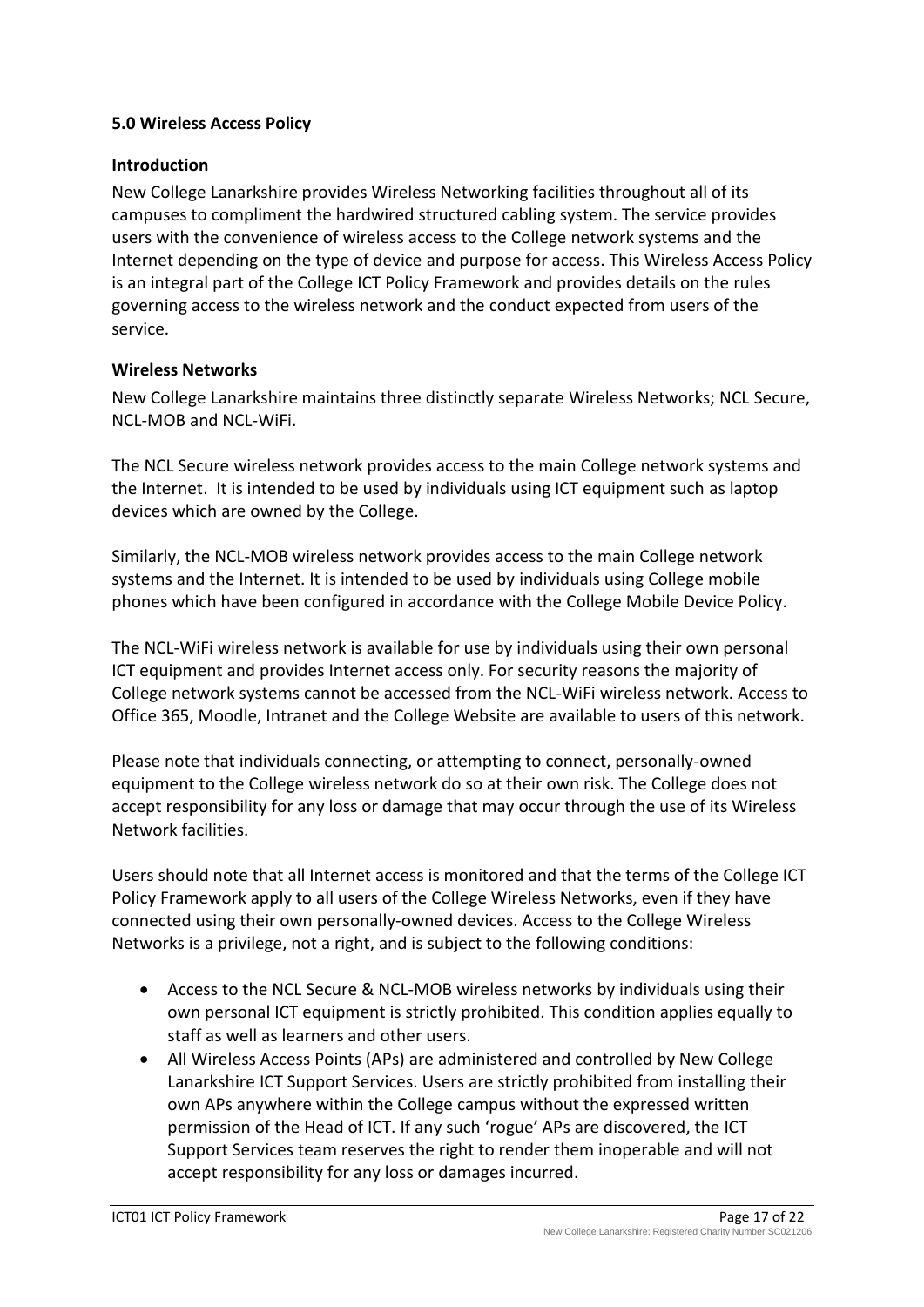**5.0 Wireless Access Policy**

**Introduction**

New College Lanarkshire provides Wireless Networking facilities throughout all of its campuses to compliment the hardwired structured cabling system. The service provides users with the convenience of wireless access to the College network systems and the Internet depending on the type of device and purpose for access. This Wireless Access Policy is an integral part of the College ICT Policy Framework and provides details on the rules governing access to the wireless network and the conduct expected from users of the service.

**Wireless Networks**

New College Lanarkshire maintains three distinctly separate Wireless Networks; NCL Secure, NCL-MOB and NCL-WiFi.

The NCL Secure wireless network provides access to the main College network systems and the Internet. It is intended to be used by individuals using ICT equipment such as laptop devices which are owned by the College.

Similarly, the NCL-MOB wireless network provides access to the main College network systems and the Internet. It is intended to be used by individuals using College mobile phones which have been configured in accordance with the College Mobile Device Policy.

The NCL-WiFi wireless network is available for use by individuals using their own personal ICT equipment and provides Internet access only. For security reasons the majority of College network systems cannot be accessed from the NCL-WiFi wireless network. Access to Office 365, Moodle, Intranet and the College Website are available to users of this network.

Please note that individuals connecting, or attempting to connect, personally-owned equipment to the College wireless network do so at their own risk. The College does not accept responsibility for any loss or damage that may occur through the use of its Wireless Network facilities.

Users should note that all Internet access is monitored and that the terms of the College ICT Policy Framework apply to all users of the College Wireless Networks, even if they have connected using their own personally-owned devices. Access to the College Wireless Networks is a privilege, not a right, and is subject to the following conditions:

- Access to the NCL Secure & NCL-MOB wireless networks by individuals using their own personal ICT equipment is strictly prohibited. This condition applies equally to staff as well as learners and other users.
- All Wireless Access Points (APs) are administered and controlled by New College Lanarkshire ICT Support Services. Users are strictly prohibited from installing their own APs anywhere within the College campus without the expressed written permission of the Head of ICT. If any such 'rogue' APs are discovered, the ICT Support Services team reserves the right to render them inoperable and will not accept responsibility for any loss or damages incurred.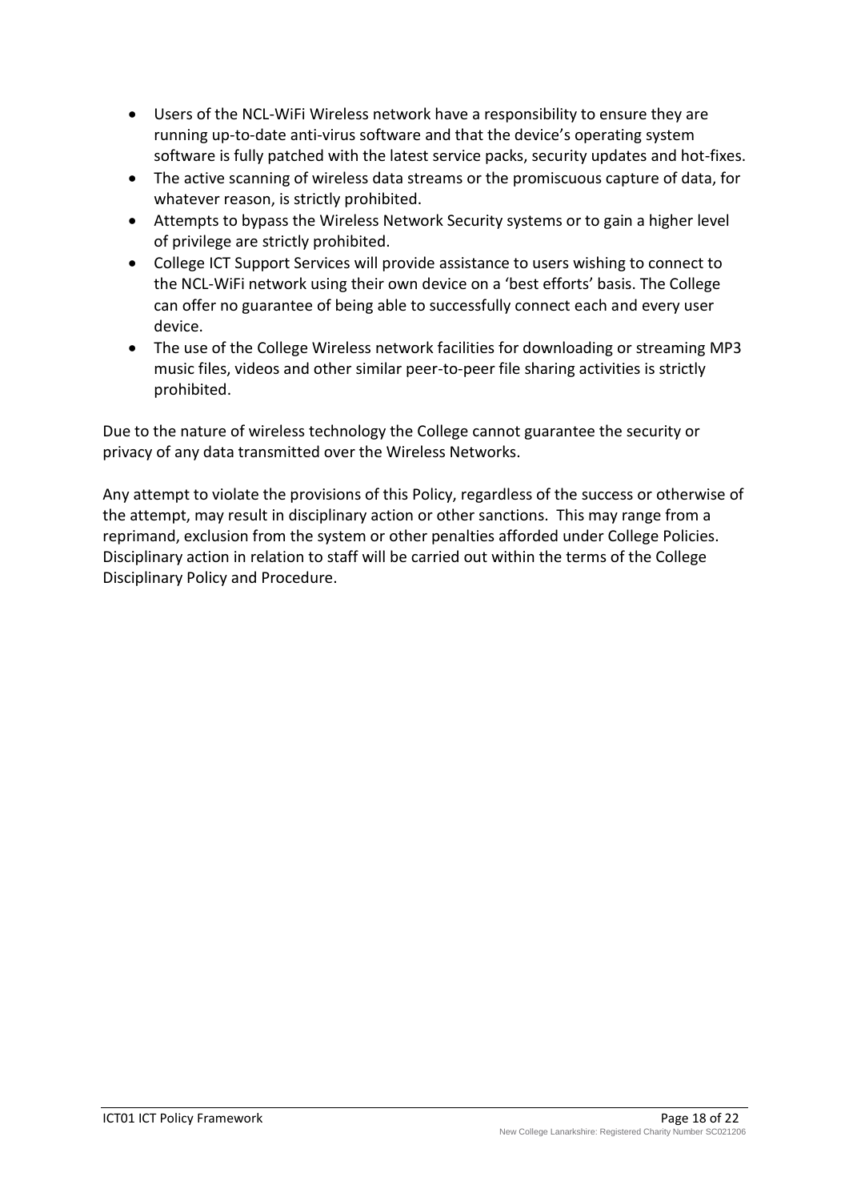- Users of the NCL-WiFi Wireless network have a responsibility to ensure they are running up-to-date anti-virus software and that the device's operating system software is fully patched with the latest service packs, security updates and hot-fixes.
- The active scanning of wireless data streams or the promiscuous capture of data, for whatever reason, is strictly prohibited.
- Attempts to bypass the Wireless Network Security systems or to gain a higher level of privilege are strictly prohibited.
- College ICT Support Services will provide assistance to users wishing to connect to the NCL-WiFi network using their own device on a 'best efforts' basis. The College can offer no guarantee of being able to successfully connect each and every user device.
- The use of the College Wireless network facilities for downloading or streaming MP3 music files, videos and other similar peer-to-peer file sharing activities is strictly prohibited.

Due to the nature of wireless technology the College cannot guarantee the security or privacy of any data transmitted over the Wireless Networks.

Any attempt to violate the provisions of this Policy, regardless of the success or otherwise of the attempt, may result in disciplinary action or other sanctions. This may range from a reprimand, exclusion from the system or other penalties afforded under College Policies. Disciplinary action in relation to staff will be carried out within the terms of the College Disciplinary Policy and Procedure.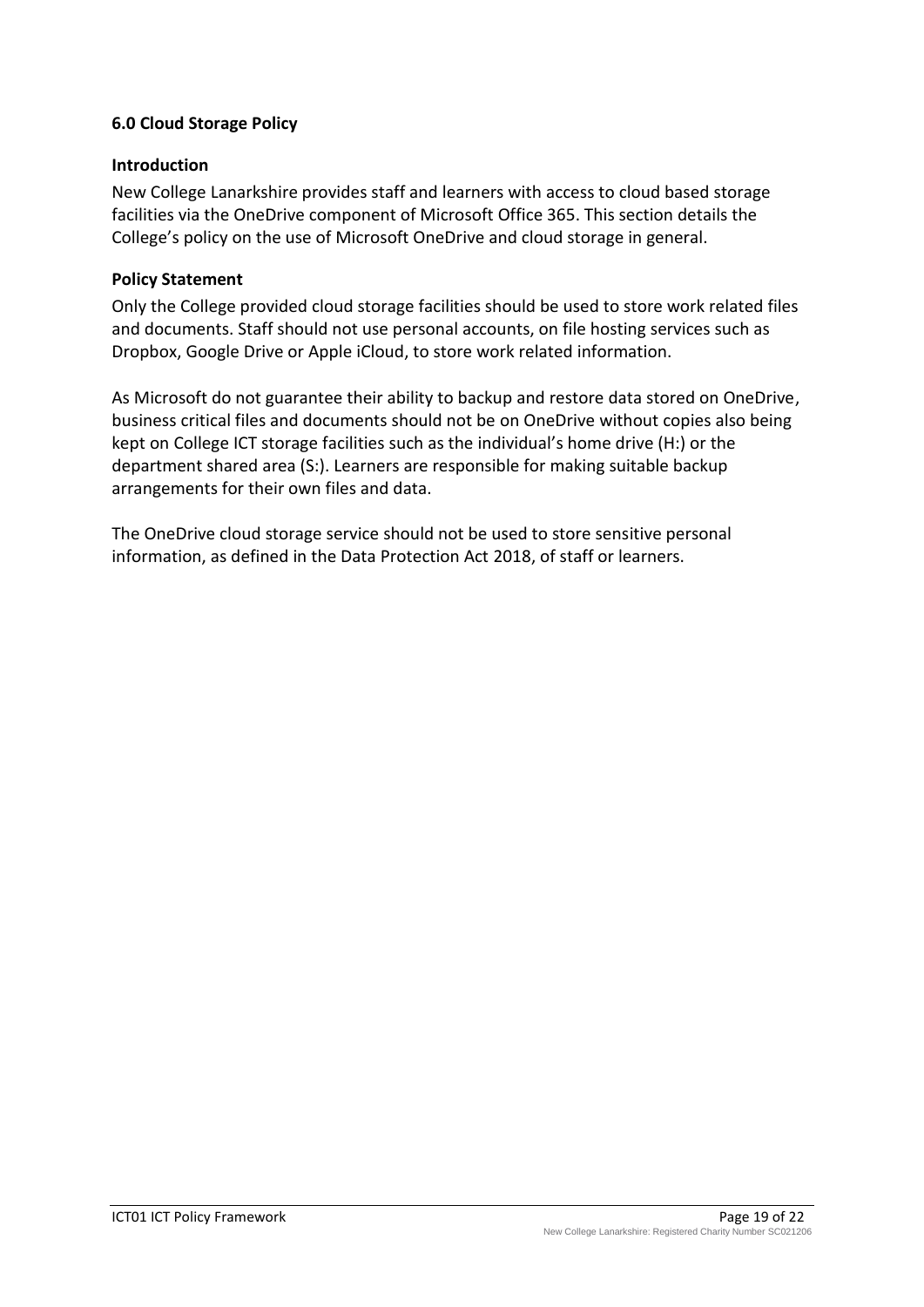## 6.0 Cloud Storage Policy

### Introduction

New College Lanarkshire provides staff and learners with access to cloud based storage facilities via the OneDrive component of Microsoft Office 365. This section details the College's policy on the use of Microsoft OneDrive and cloud storage in general.

### Policy Statement

Only the College provided cloud storage facilities should be used to store work related files and documents. Staff should not use personal accounts, on file hosting services such as Dropbox, Google Drive or Apple iCloud, to store work related information.

As Microsoft do not guarantee their ability to backup and restore data stored on OneDrive, business critical files and documents should not be on OneDrive without copies also being kept on College ICT storage facilities such as the individual's home drive (H:) or the department shared area (S:). Learners are responsible for making suitable backup arrangements for their own files and data.

The OneDrive cloud storage service should not be used to store sensitive personal information, as defined in the Data Protection Act 2018, of staff or learners.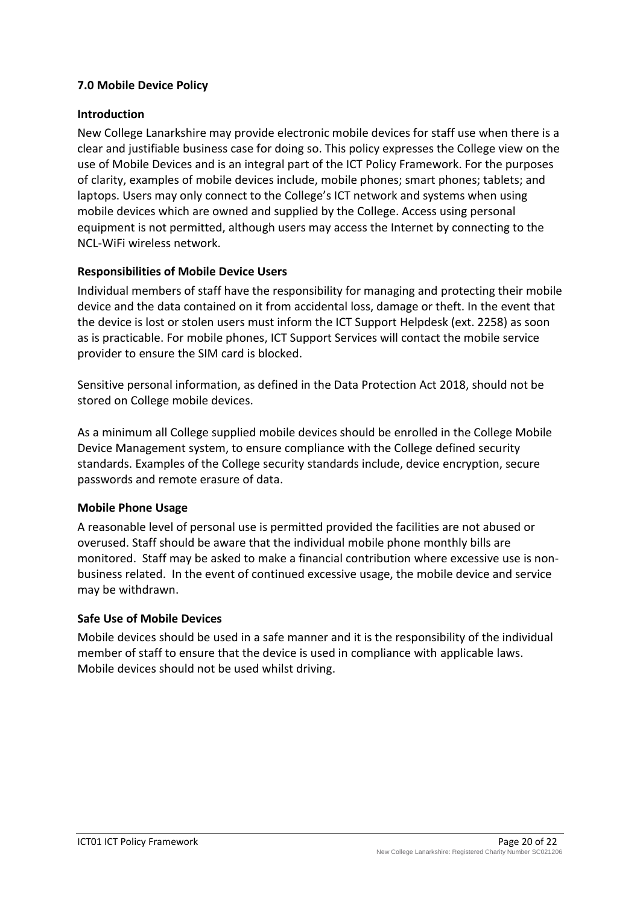## 7.0 Mobile Device Policy

### Introduction

New College Lanarkshire may provide electronic mobile devices for staff use when there is a clear and justifiable business case for doing so. This policy expresses the College view on the use of Mobile Devices and is an integral part of the ICT Policy Framework. For the purposes of clarity, examples of mobile devices include, mobile phones; smart phones; tablets; and laptops. Users may only connect to the College's ICT network and systems when using mobile devices which are owned and supplied by the College. Access using personal equipment is not permitted, although users may access the Internet by connecting to the NCL-WiFi wireless network.

### Responsibilities of Mobile Device Users

Individual members of staff have the responsibility for managing and protecting their mobile device and the data contained on it from accidental loss, damage or theft. In the event that the device is lost or stolen users must inform the ICT Support Helpdesk (ext. 2258) as soon as is practicable. For mobile phones, ICT Support Services will contact the mobile service provider to ensure the SIM card is blocked.

Sensitive personal information, as defined in the Data Protection Act 2018, should not be stored on College mobile devices.

As a minimum all College supplied mobile devices should be enrolled in the College Mobile Device Management system, to ensure compliance with the College defined security standards. Examples of the College security standards include, device encryption, secure passwords and remote erasure of data.

### Mobile Phone Usage

A reasonable level of personal use is permitted provided the facilities are not abused or overused. Staff should be aware that the individual mobile phone monthly bills are monitored. Staff may be asked to make a financial contribution where excessive use is non-business related. In the event of continued excessive usage, the mobile device and service may be withdrawn.

### Safe Use of Mobile Devices

Mobile devices should be used in a safe manner and it is the responsibility of the individual member of staff to ensure that the device is used in compliance with applicable laws. Mobile devices should not be used whilst driving.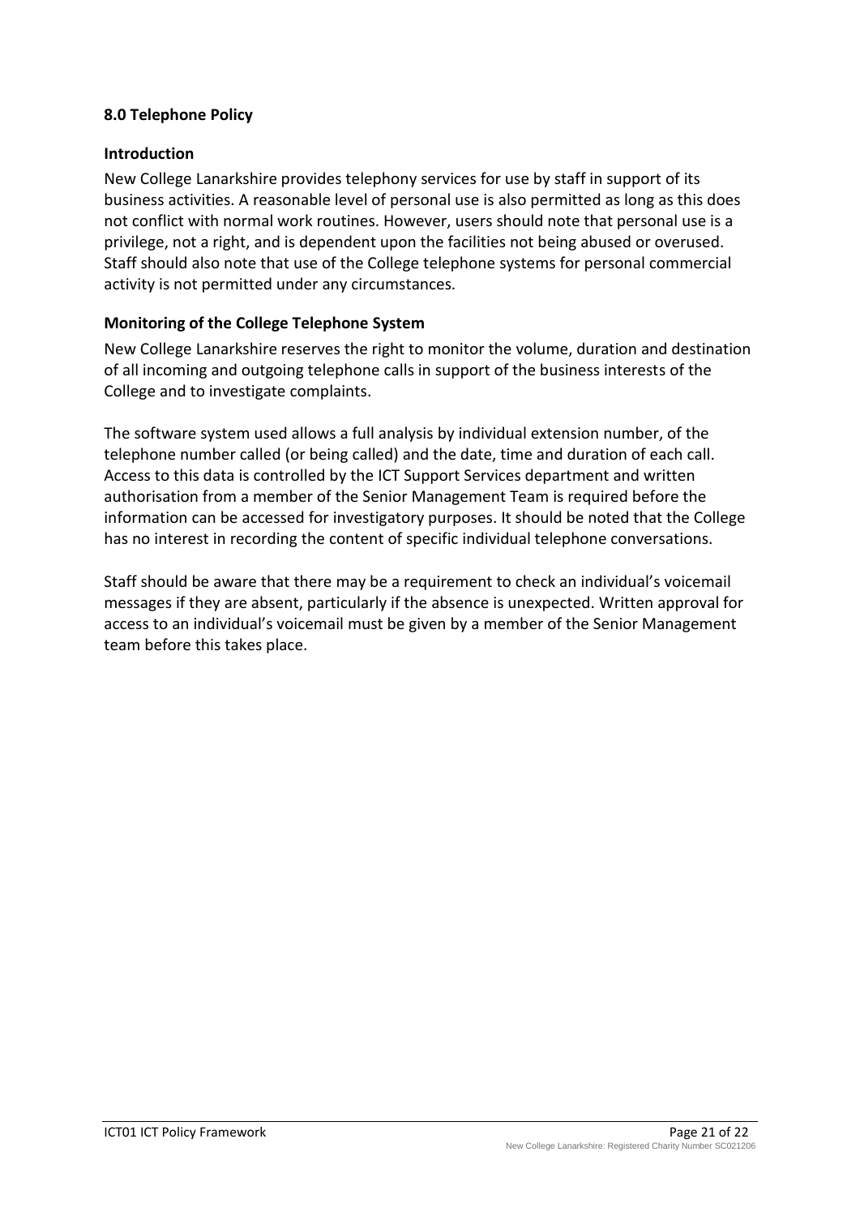## 8.0 Telephone Policy

### Introduction

New College Lanarkshire provides telephony services for use by staff in support of its business activities. A reasonable level of personal use is also permitted as long as this does not conflict with normal work routines. However, users should note that personal use is a privilege, not a right, and is dependent upon the facilities not being abused or overused. Staff should also note that use of the College telephone systems for personal commercial activity is not permitted under any circumstances.

### Monitoring of the College Telephone System

New College Lanarkshire reserves the right to monitor the volume, duration and destination of all incoming and outgoing telephone calls in support of the business interests of the College and to investigate complaints.

The software system used allows a full analysis by individual extension number, of the telephone number called (or being called) and the date, time and duration of each call. Access to this data is controlled by the ICT Support Services department and written authorisation from a member of the Senior Management Team is required before the information can be accessed for investigatory purposes. It should be noted that the College has no interest in recording the content of specific individual telephone conversations.

Staff should be aware that there may be a requirement to check an individual's voicemail messages if they are absent, particularly if the absence is unexpected. Written approval for access to an individual's voicemail must be given by a member of the Senior Management team before this takes place.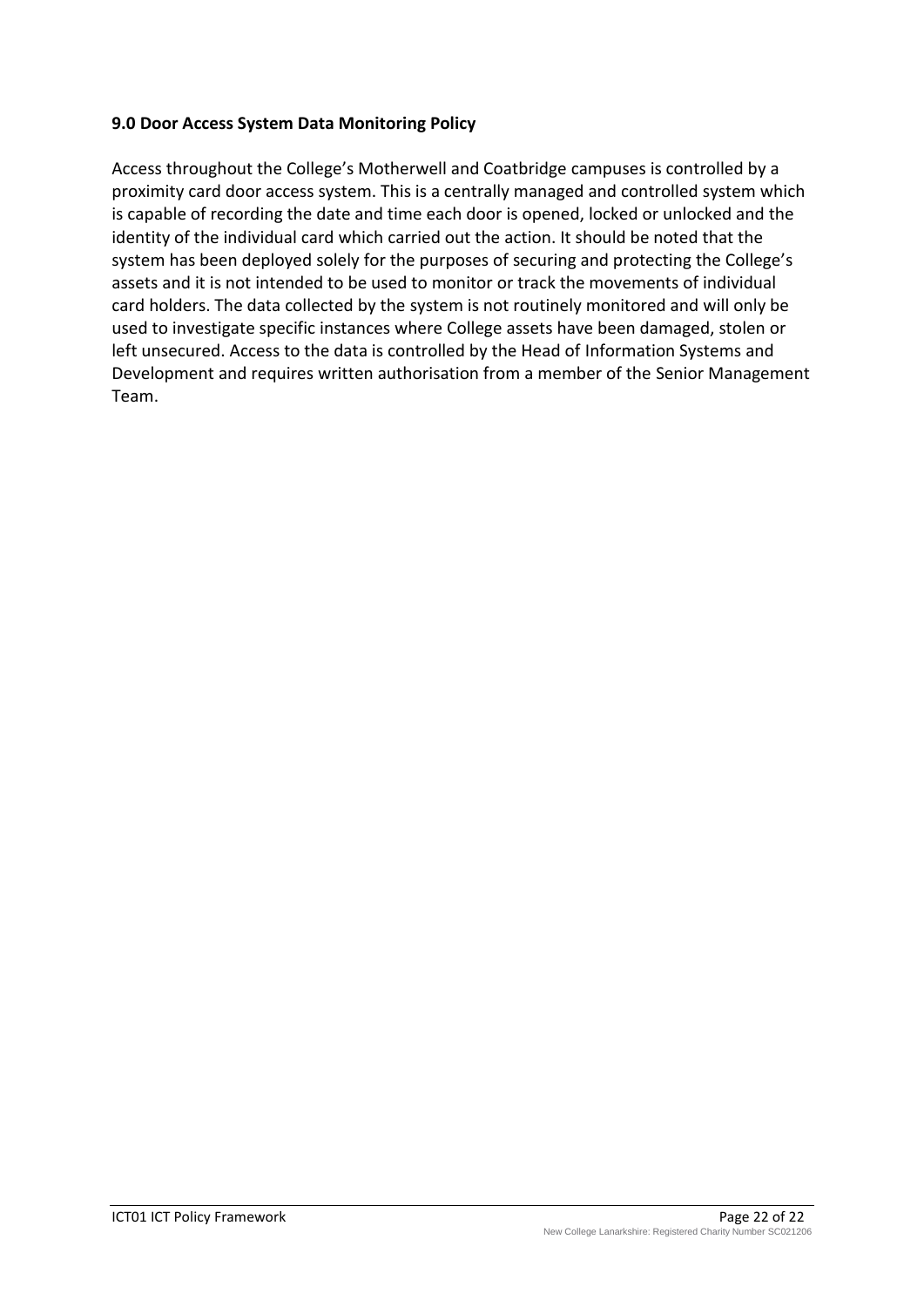### 9.0 Door Access System Data Monitoring Policy

Access throughout the College's Motherwell and Coatbridge campuses is controlled by a proximity card door access system. This is a centrally managed and controlled system which is capable of recording the date and time each door is opened, locked or unlocked and the identity of the individual card which carried out the action. It should be noted that the system has been deployed solely for the purposes of securing and protecting the College's assets and it is not intended to be used to monitor or track the movements of individual card holders. The data collected by the system is not routinely monitored and will only be used to investigate specific instances where College assets have been damaged, stolen or left unsecured. Access to the data is controlled by the Head of Information Systems and Development and requires written authorisation from a member of the Senior Management Team.